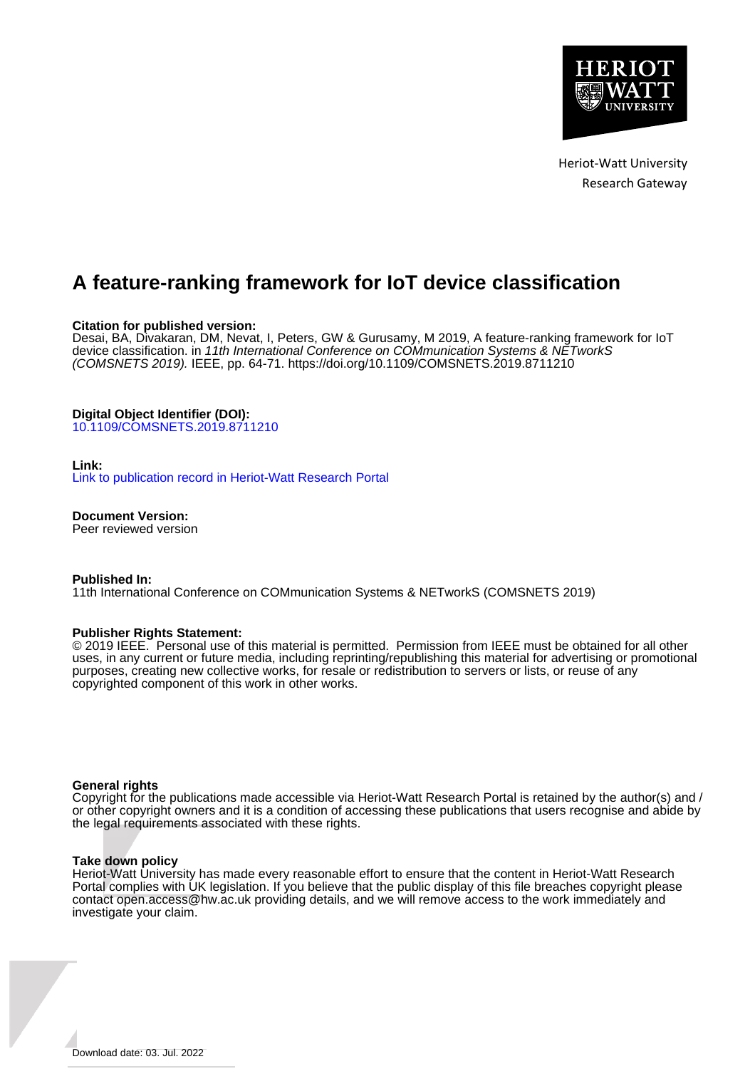HERIOT WATT UNIVERSITY

Heriot-Watt University
Research Gateway

# A feature-ranking framework for IoT device classification

**Citation for published version:**
Desai, BA, Divakaran, DM, Nevat, I, Peters, GW & Gurusamy, M 2019, A feature-ranking framework for IoT device classification. in *11th International Conference on COMmunication Systems & NETworkS (COMSNETS 2019).* IEEE, pp. 64-71. https://doi.org/10.1109/COMSNETS.2019.8711210

**Digital Object Identifier (DOI):**
10.1109/COMSNETS.2019.8711210

**Link:**
Link to publication record in Heriot-Watt Research Portal

**Document Version:**
Peer reviewed version

**Published In:**
11th International Conference on COMmunication Systems & NETworkS (COMSNETS 2019)

**Publisher Rights Statement:**
© 2019 IEEE. Personal use of this material is permitted. Permission from IEEE must be obtained for all other uses, in any current or future media, including reprinting/republishing this material for advertising or promotional purposes, creating new collective works, for resale or redistribution to servers or lists, or reuse of any copyrighted component of this work in other works.

**General rights**
Copyright for the publications made accessible via Heriot-Watt Research Portal is retained by the author(s) and / or other copyright owners and it is a condition of accessing these publications that users recognise and abide by the legal requirements associated with these rights.

**Take down policy**
Heriot-Watt University has made every reasonable effort to ensure that the content in Heriot-Watt Research Portal complies with UK legislation. If you believe that the public display of this file breaches copyright please contact open.access@hw.ac.uk providing details, and we will remove access to the work immediately and investigate your claim.

Download date: 03. Jul. 2022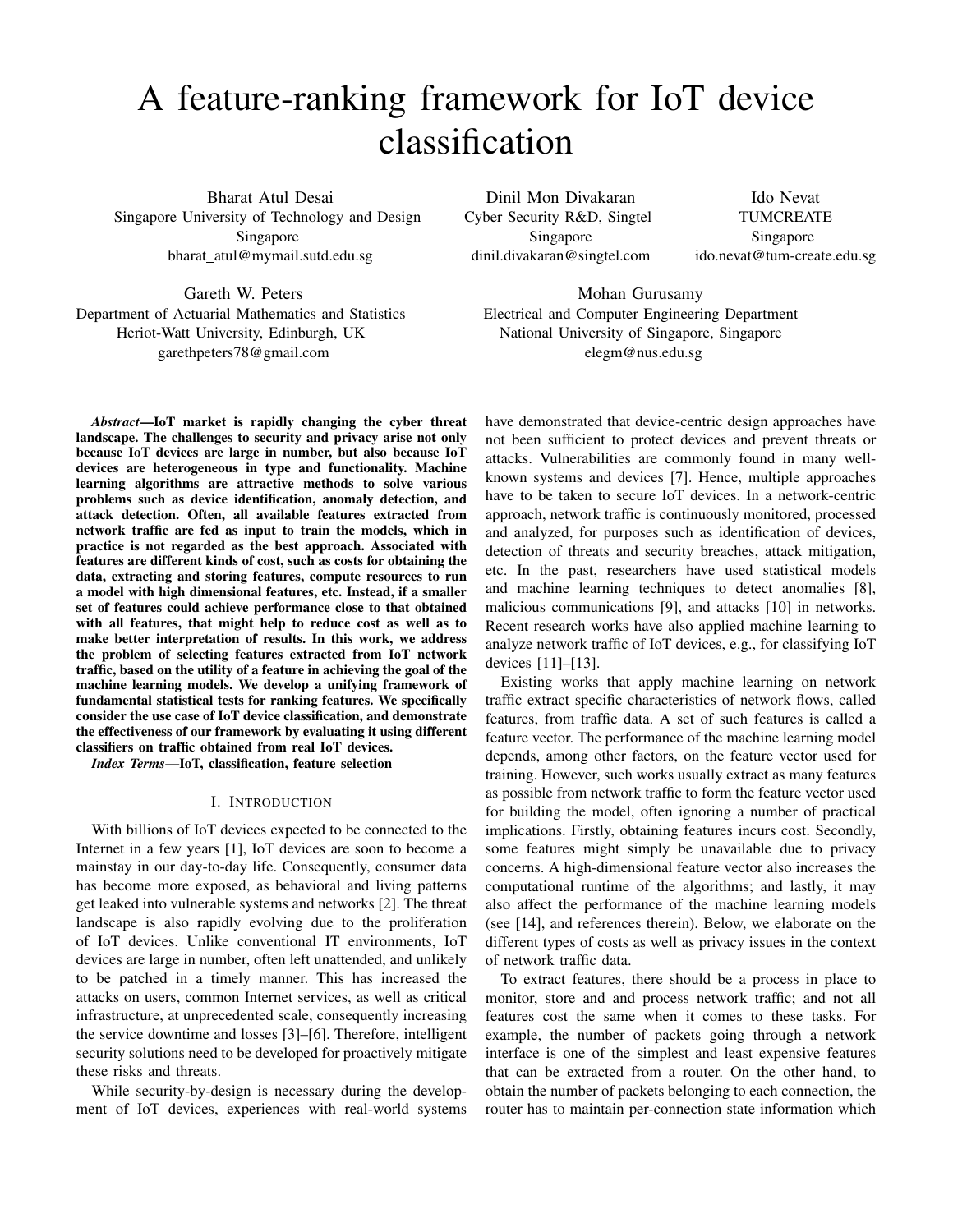# A feature-ranking framework for IoT device classification

Bharat Atul Desai
Singapore University of Technology and Design
Singapore
bharat_atul@mymail.sutd.edu.sg

Dinil Mon Divakaran
Cyber Security R&D, Singtel
Singapore
dinil.divakaran@singtel.com

Ido Nevat
TUMCREATE
Singapore
ido.nevat@tum-create.edu.sg

Gareth W. Peters
Department of Actuarial Mathematics and Statistics
Heriot-Watt University, Edinburgh, UK
garethpeters78@gmail.com

Mohan Gurusamy
Electrical and Computer Engineering Department
National University of Singapore, Singapore
elegm@nus.edu.sg

***Abstract*—IoT market is rapidly changing the cyber threat landscape. The challenges to security and privacy arise not only because IoT devices are large in number, but also because IoT devices are heterogeneous in type and functionality. Machine learning algorithms are attractive methods to solve various problems such as device identification, anomaly detection, and attack detection. Often, all available features extracted from network traffic are fed as input to train the models, which in practice is not regarded as the best approach. Associated with features are different kinds of cost, such as costs for obtaining the data, extracting and storing features, compute resources to run a model with high dimensional features, etc. Instead, if a smaller set of features could achieve performance close to that obtained with all features, that might help to reduce cost as well as to make better interpretation of results. In this work, we address the problem of selecting features extracted from IoT network traffic, based on the utility of a feature in achieving the goal of the machine learning models. We develop a unifying framework of fundamental statistical tests for ranking features. We specifically consider the use case of IoT device classification, and demonstrate the effectiveness of our framework by evaluating it using different classifiers on traffic obtained from real IoT devices.**

***Index Terms*—IoT, classification, feature selection**

## I. Introduction

With billions of IoT devices expected to be connected to the Internet in a few years [1], IoT devices are soon to become a mainstay in our day-to-day life. Consequently, consumer data has become more exposed, as behavioral and living patterns get leaked into vulnerable systems and networks [2]. The threat landscape is also rapidly evolving due to the proliferation of IoT devices. Unlike conventional IT environments, IoT devices are large in number, often left unattended, and unlikely to be patched in a timely manner. This has increased the attacks on users, common Internet services, as well as critical infrastructure, at unprecedented scale, consequently increasing the service downtime and losses [3]–[6]. Therefore, intelligent security solutions need to be developed for proactively mitigate these risks and threats.

While security-by-design is necessary during the development of IoT devices, experiences with real-world systems have demonstrated that device-centric design approaches have not been sufficient to protect devices and prevent threats or attacks. Vulnerabilities are commonly found in many well-known systems and devices [7]. Hence, multiple approaches have to be taken to secure IoT devices. In a network-centric approach, network traffic is continuously monitored, processed and analyzed, for purposes such as identification of devices, detection of threats and security breaches, attack mitigation, etc. In the past, researchers have used statistical models and machine learning techniques to detect anomalies [8], malicious communications [9], and attacks [10] in networks. Recent research works have also applied machine learning to analyze network traffic of IoT devices, e.g., for classifying IoT devices [11]–[13].

Existing works that apply machine learning on network traffic extract specific characteristics of network flows, called features, from traffic data. A set of such features is called a feature vector. The performance of the machine learning model depends, among other factors, on the feature vector used for training. However, such works usually extract as many features as possible from network traffic to form the feature vector used for building the model, often ignoring a number of practical implications. Firstly, obtaining features incurs cost. Secondly, some features might simply be unavailable due to privacy concerns. A high-dimensional feature vector also increases the computational runtime of the algorithms; and lastly, it may also affect the performance of the machine learning models (see [14], and references therein). Below, we elaborate on the different types of costs as well as privacy issues in the context of network traffic data.

To extract features, there should be a process in place to monitor, store and and process network traffic; and not all features cost the same when it comes to these tasks. For example, the number of packets going through a network interface is one of the simplest and least expensive features that can be extracted from a router. On the other hand, to obtain the number of packets belonging to each connection, the router has to maintain per-connection state information which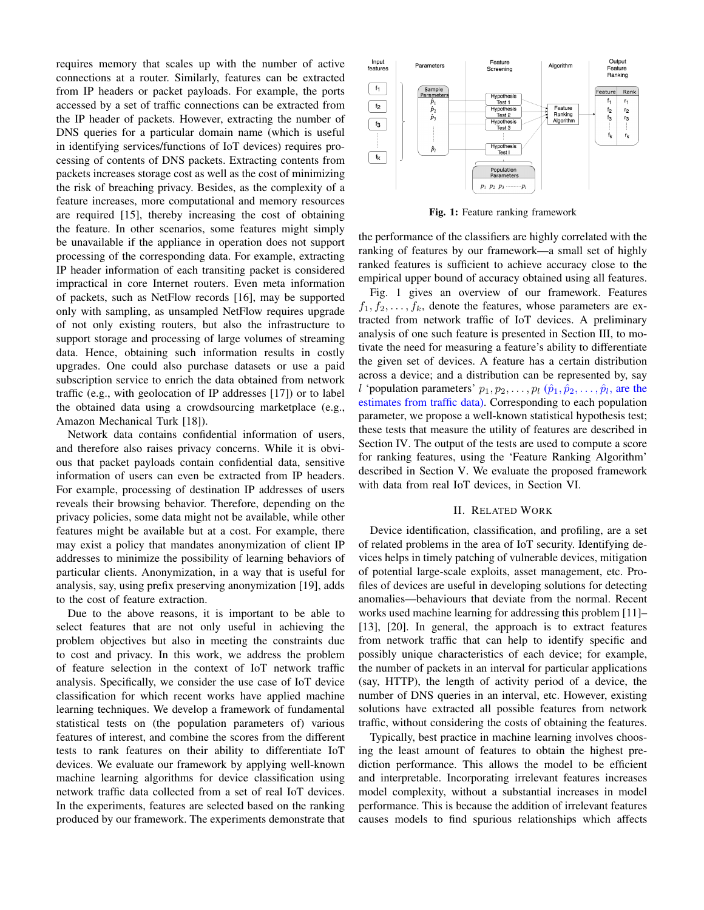requires memory that scales up with the number of active connections at a router. Similarly, features can be extracted from IP headers or packet payloads. For example, the ports accessed by a set of traffic connections can be extracted from the IP header of packets. However, extracting the number of DNS queries for a particular domain name (which is useful in identifying services/functions of IoT devices) requires processing of contents of DNS packets. Extracting contents from packets increases storage cost as well as the cost of minimizing the risk of breaching privacy. Besides, as the complexity of a feature increases, more computational and memory resources are required [15], thereby increasing the cost of obtaining the feature. In other scenarios, some features might simply be unavailable if the appliance in operation does not support processing of the corresponding data. For example, extracting IP header information of each transiting packet is considered impractical in core Internet routers. Even meta information of packets, such as NetFlow records [16], may be supported only with sampling, as unsampled NetFlow requires upgrade of not only existing routers, but also the infrastructure to support storage and processing of large volumes of streaming data. Hence, obtaining such information results in costly upgrades. One could also purchase datasets or use a paid subscription service to enrich the data obtained from network traffic (e.g., with geolocation of IP addresses [17]) or to label the obtained data using a crowdsourcing marketplace (e.g., Amazon Mechanical Turk [18]).

Network data contains confidential information of users, and therefore also raises privacy concerns. While it is obvious that packet payloads contain confidential data, sensitive information of users can even be extracted from IP headers. For example, processing of destination IP addresses of users reveals their browsing behavior. Therefore, depending on the privacy policies, some data might not be available, while other features might be available but at a cost. For example, there may exist a policy that mandates anonymization of client IP addresses to minimize the possibility of learning behaviors of particular clients. Anonymization, in a way that is useful for analysis, say, using prefix preserving anonymization [19], adds to the cost of feature extraction.

Due to the above reasons, it is important to be able to select features that are not only useful in achieving the problem objectives but also in meeting the constraints due to cost and privacy. In this work, we address the problem of feature selection in the context of IoT network traffic analysis. Specifically, we consider the use case of IoT device classification for which recent works have applied machine learning techniques. We develop a framework of fundamental statistical tests on (the population parameters of) various features of interest, and combine the scores from the different tests to rank features on their ability to differentiate IoT devices. We evaluate our framework by applying well-known machine learning algorithms for device classification using network traffic data collected from a set of real IoT devices. In the experiments, features are selected based on the ranking produced by our framework. The experiments demonstrate that the performance of the classifiers are highly correlated with the ranking of features by our framework—a small set of highly ranked features is sufficient to achieve accuracy close to the empirical upper bound of accuracy obtained using all features.

**Fig. 1:** Feature ranking framework

Fig. 1 gives an overview of our framework. Features $f_1, f_2, \ldots, f_k$, denote the features, whose parameters are extracted from network traffic of IoT devices. A preliminary analysis of one such feature is presented in Section III, to motivate the need for measuring a feature's ability to differentiate the given set of devices. A feature has a certain distribution across a device; and a distribution can be represented by, say $l$ 'population parameters' $p_1, p_2, \ldots, p_l$ ($\hat{p}_1, \hat{p}_2, \ldots, \hat{p}_l$, are the estimates from traffic data). Corresponding to each population parameter, we propose a well-known statistical hypothesis test; these tests that measure the utility of features are described in Section IV. The output of the tests are used to compute a score for ranking features, using the 'Feature Ranking Algorithm' described in Section V. We evaluate the proposed framework with data from real IoT devices, in Section VI.

## II. Related Work

Device identification, classification, and profiling, are a set of related problems in the area of IoT security. Identifying devices helps in timely patching of vulnerable devices, mitigation of potential large-scale exploits, asset management, etc. Profiles of devices are useful in developing solutions for detecting anomalies—behaviours that deviate from the normal. Recent works used machine learning for addressing this problem [11]–[13], [20]. In general, the approach is to extract features from network traffic that can help to identify specific and possibly unique characteristics of each device; for example, the number of packets in an interval for particular applications (say, HTTP), the length of activity period of a device, the number of DNS queries in an interval, etc. However, existing solutions have extracted all possible features from network traffic, without considering the costs of obtaining the features.

Typically, best practice in machine learning involves choosing the least amount of features to obtain the highest prediction performance. This allows the model to be efficient and interpretable. Incorporating irrelevant features increases model complexity, without a substantial increases in model performance. This is because the addition of irrelevant features causes models to find spurious relationships which affects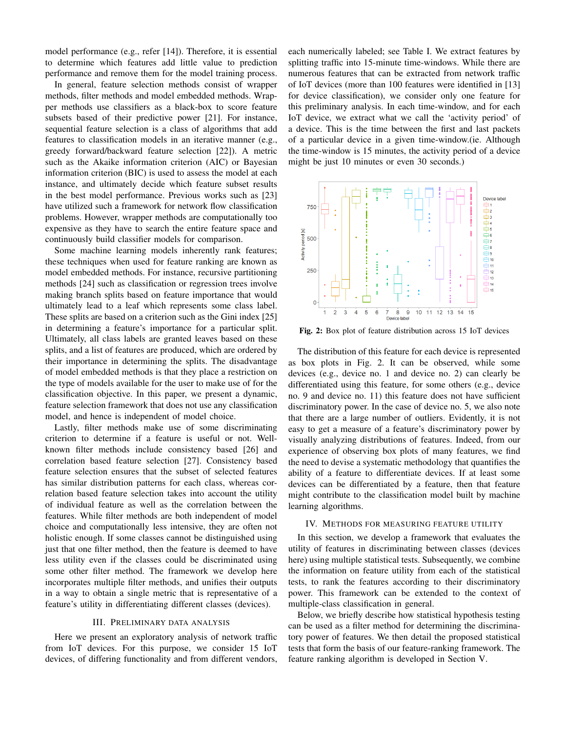model performance (e.g., refer [14]). Therefore, it is essential to determine which features add little value to prediction performance and remove them for the model training process.

In general, feature selection methods consist of wrapper methods, filter methods and model embedded methods. Wrapper methods use classifiers as a black-box to score feature subsets based of their predictive power [21]. For instance, sequential feature selection is a class of algorithms that add features to classification models in an iterative manner (e.g., greedy forward/backward feature selection [22]). A metric such as the Akaike information criterion (AIC) or Bayesian information criterion (BIC) is used to assess the model at each instance, and ultimately decide which feature subset results in the best model performance. Previous works such as [23] have utilized such a framework for network flow classification problems. However, wrapper methods are computationally too expensive as they have to search the entire feature space and continuously build classifier models for comparison.

Some machine learning models inherently rank features; these techniques when used for feature ranking are known as model embedded methods. For instance, recursive partitioning methods [24] such as classification or regression trees involve making branch splits based on feature importance that would ultimately lead to a leaf which represents some class label. These splits are based on a criterion such as the Gini index [25] in determining a feature's importance for a particular split. Ultimately, all class labels are granted leaves based on these splits, and a list of features are produced, which are ordered by their importance in determining the splits. The disadvantage of model embedded methods is that they place a restriction on the type of models available for the user to make use of for the classification objective. In this paper, we present a dynamic, feature selection framework that does not use any classification model, and hence is independent of model choice.

Lastly, filter methods make use of some discriminating criterion to determine if a feature is useful or not. Well-known filter methods include consistency based [26] and correlation based feature selection [27]. Consistency based feature selection ensures that the subset of selected features has similar distribution patterns for each class, whereas correlation based feature selection takes into account the utility of individual feature as well as the correlation between the features. While filter methods are both independent of model choice and computationally less intensive, they are often not holistic enough. If some classes cannot be distinguished using just that one filter method, then the feature is deemed to have less utility even if the classes could be discriminated using some other filter method. The framework we develop here incorporates multiple filter methods, and unifies their outputs in a way to obtain a single metric that is representative of a feature's utility in differentiating different classes (devices).

## III. Preliminary Data Analysis

Here we present an exploratory analysis of network traffic from IoT devices. For this purpose, we consider 15 IoT devices, of differing functionality and from different vendors, each numerically labeled; see Table I. We extract features by splitting traffic into 15-minute time-windows. While there are numerous features that can be extracted from network traffic of IoT devices (more than 100 features were identified in [13] for device classification), we consider only one feature for this preliminary analysis. In each time-window, and for each IoT device, we extract what we call the 'activity period' of a device. This is the time between the first and last packets of a particular device in a given time-window.(ie. Although the time-window is 15 minutes, the activity period of a device might be just 10 minutes or even 30 seconds.)

**Fig. 2:** Box plot of feature distribution across 15 IoT devices

The distribution of this feature for each device is represented as box plots in Fig. 2. It can be observed, while some devices (e.g., device no. 1 and device no. 2) can clearly be differentiated using this feature, for some others (e.g., device no. 9 and device no. 11) this feature does not have sufficient discriminatory power. In the case of device no. 5, we also note that there are a large number of outliers. Evidently, it is not easy to get a measure of a feature's discriminatory power by visually analyzing distributions of features. Indeed, from our experience of observing box plots of many features, we find the need to devise a systematic methodology that quantifies the ability of a feature to differentiate devices. If at least some devices can be differentiated by a feature, then that feature might contribute to the classification model built by machine learning algorithms.

## IV. Methods for Measuring Feature Utility

In this section, we develop a framework that evaluates the utility of features in discriminating between classes (devices here) using multiple statistical tests. Subsequently, we combine the information on feature utility from each of the statistical tests, to rank the features according to their discriminatory power. This framework can be extended to the context of multiple-class classification in general.

Below, we briefly describe how statistical hypothesis testing can be used as a filter method for determining the discriminatory power of features. We then detail the proposed statistical tests that form the basis of our feature-ranking framework. The feature ranking algorithm is developed in Section V.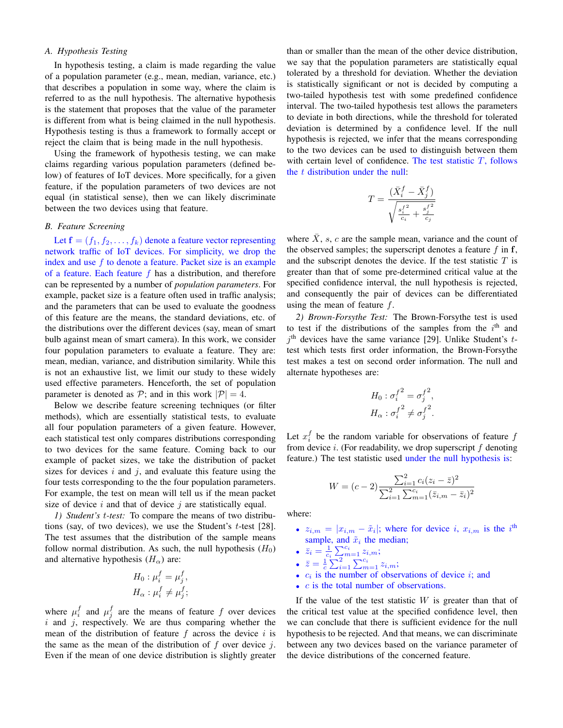### A. Hypothesis Testing

In hypothesis testing, a claim is made regarding the value of a population parameter (e.g., mean, median, variance, etc.) that describes a population in some way, where the claim is referred to as the null hypothesis. The alternative hypothesis is the statement that proposes that the value of the parameter is different from what is being claimed in the null hypothesis. Hypothesis testing is thus a framework to formally accept or reject the claim that is being made in the null hypothesis.

Using the framework of hypothesis testing, we can make claims regarding various population parameters (defined below) of features of IoT devices. More specifically, for a given feature, if the population parameters of two devices are not equal (in statistical sense), then we can likely discriminate between the two devices using that feature.

### B. Feature Screening

Let $\mathbf{f} = (f_1, f_2, \ldots, f_k)$ denote a feature vector representing network traffic of IoT devices. For simplicity, we drop the index and use $f$ to denote a feature. Packet size is an example of a feature. Each feature $f$ has a distribution, and therefore can be represented by a number of *population parameters*. For example, packet size is a feature often used in traffic analysis; and the parameters that can be used to evaluate the goodness of this feature are the means, the standard deviations, etc. of the distributions over the different devices (say, mean of smart bulb against mean of smart camera). In this work, we consider four population parameters to evaluate a feature. They are: mean, median, variance, and distribution similarity. While this is not an exhaustive list, we limit our study to these widely used effective parameters. Henceforth, the set of population parameter is denoted as $\mathcal{P}$; and in this work $|\mathcal{P}| = 4$.

Below we describe feature screening techniques (or filter methods), which are essentially statistical tests, to evaluate all four population parameters of a given feature. However, each statistical test only compares distributions corresponding to two devices for the same feature. Coming back to our example of packet sizes, we take the distribution of packet sizes for devices $i$ and $j$, and evaluate this feature using the four tests corresponding to the the four population parameters. For example, the test on mean will tell us if the mean packet size of device $i$ and that of device $j$ are statistically equal.

*1) Student's $t$-test:* To compare the means of two distributions (say, of two devices), we use the Student's $t$-test [28]. The test assumes that the distribution of the sample means follow normal distribution. As such, the null hypothesis ($H_0$) and alternative hypothesis ($H_\alpha$) are:

$$H_0 : \mu_i^f = \mu_j^f,$$
$$H_\alpha : \mu_i^f \neq \mu_j^f;$$

where $\mu_i^f$ and $\mu_j^f$ are the means of feature $f$ over devices $i$ and $j$, respectively. We are thus comparing whether the mean of the distribution of feature $f$ across the device $i$ is the same as the mean of the distribution of $f$ over device $j$. Even if the mean of one device distribution is slightly greater than or smaller than the mean of the other device distribution, we say that the population parameters are statistically equal tolerated by a threshold for deviation. Whether the deviation is statistically significant or not is decided by computing a two-tailed hypothesis test with some predefined confidence interval. The two-tailed hypothesis test allows the parameters to deviate in both directions, while the threshold for tolerated deviation is determined by a confidence level. If the null hypothesis is rejected, we infer that the means corresponding to the two devices can be used to distinguish between them with certain level of confidence. The test statistic $T$, follows the $t$ distribution under the null:

$$T = \frac{(\bar{X}_i^f - \bar{X}_j^f)}{\sqrt{\frac{{s_i^f}^2}{c_i} + \frac{{s_j^f}^2}{c_j}}}$$

where $\bar{X}$, $s$, $c$ are the sample mean, variance and the count of the observed samples; the superscript denotes a feature $f$ in $\mathbf{f}$, and the subscript denotes the device. If the test statistic $T$ is greater than that of some pre-determined critical value at the specified confidence interval, the null hypothesis is rejected, and consequently the pair of devices can be differentiated using the mean of feature $f$.

*2) Brown-Forsythe Test:* The Brown-Forsythe test is used to test if the distributions of the samples from the $i^{\text{th}}$ and $j^{\text{th}}$ devices have the same variance [29]. Unlike Student's $t$-test which tests first order information, the Brown-Forsythe test makes a test on second order information. The null and alternate hypotheses are:

$$H_0 : {\sigma_i^f}^2 = {\sigma_j^f}^2,$$
$$H_\alpha : {\sigma_i^f}^2 \neq {\sigma_j^f}^2.$$

Let $x_i^f$ be the random variable for observations of feature $f$ from device $i$. (For readability, we drop superscript $f$ denoting feature.) The test statistic used under the null hypothesis is:

$$W = (c-2)\frac{\sum_{i=1}^{2} c_i(z_i - \bar{z})^2}{\sum_{i=1}^{2}\sum_{m=1}^{c_i}(\bar{z}_{i,m} - \bar{z}_i)^2}$$

where:

- $z_{i,m} = |x_{i,m} - \tilde{x}_i|$; where for device $i$, $x_{i,m}$ is the $i^{\text{th}}$ sample, and $\tilde{x}_i$ the median;
- $\bar{z}_i = \frac{1}{c_i}\sum_{m=1}^{c_i} z_{i,m}$;
- $\bar{z} = \frac{1}{c}\sum_{i=1}^{2}\sum_{m=1}^{c_i} z_{i,m}$;
- $c_i$ is the number of observations of device $i$; and
- $c$ is the total number of observations.

If the value of the test statistic $W$ is greater than that of the critical test value at the specified confidence level, then we can conclude that there is sufficient evidence for the null hypothesis to be rejected. And that means, we can discriminate between any two devices based on the variance parameter of the device distributions of the concerned feature.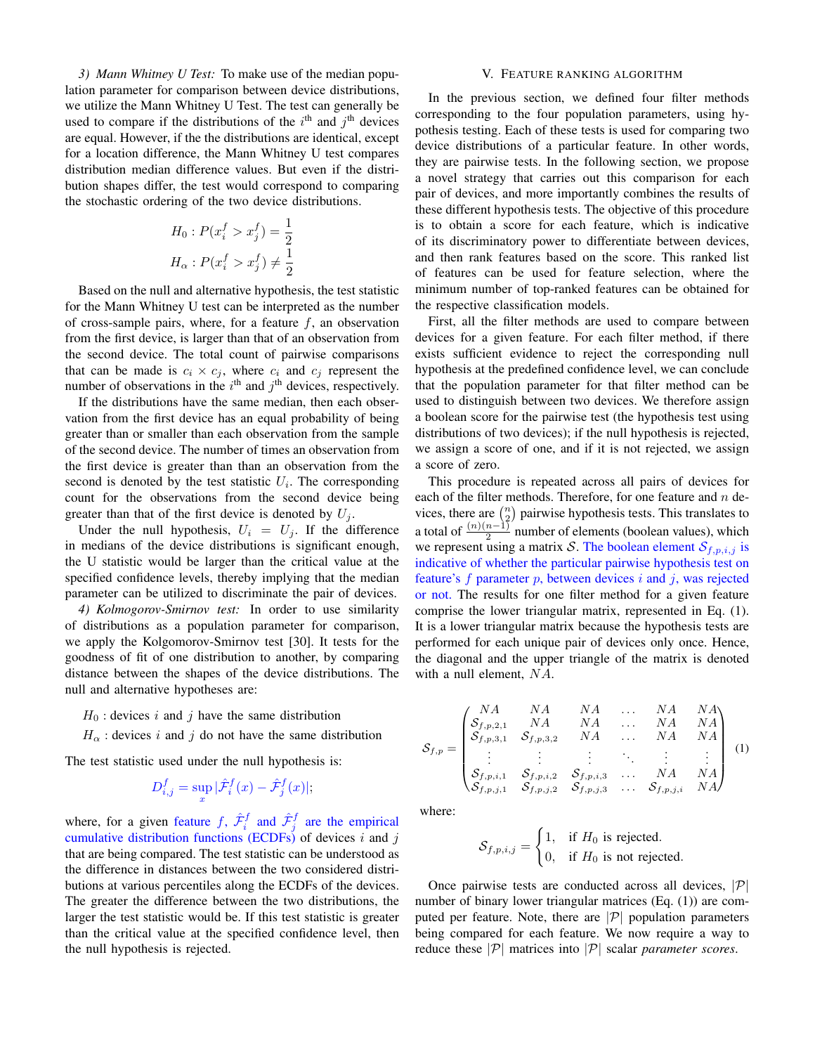*3) Mann Whitney U Test:* To make use of the median population parameter for comparison between device distributions, we utilize the Mann Whitney U Test. The test can generally be used to compare if the distributions of the $i^{\text{th}}$ and $j^{\text{th}}$ devices are equal. However, if the the distributions are identical, except for a location difference, the Mann Whitney U test compares distribution median difference values. But even if the distribution shapes differ, the test would correspond to comparing the stochastic ordering of the two device distributions.

$$H_0 : P(x_i^f > x_j^f) = \frac{1}{2}$$
$$H_\alpha : P(x_i^f > x_j^f) \neq \frac{1}{2}$$

Based on the null and alternative hypothesis, the test statistic for the Mann Whitney U test can be interpreted as the number of cross-sample pairs, where, for a feature $f$, an observation from the first device, is larger than that of an observation from the second device. The total count of pairwise comparisons that can be made is $c_i \times c_j$, where $c_i$ and $c_j$ represent the number of observations in the $i^{\text{th}}$ and $j^{\text{th}}$ devices, respectively.

If the distributions have the same median, then each observation from the first device has an equal probability of being greater than or smaller than each observation from the sample of the second device. The number of times an observation from the first device is greater than than an observation from the second is denoted by the test statistic $U_i$. The corresponding count for the observations from the second device being greater than that of the first device is denoted by $U_j$.

Under the null hypothesis, $U_i = U_j$. If the difference in medians of the device distributions is significant enough, the U statistic would be larger than the critical value at the specified confidence levels, thereby implying that the median parameter can be utilized to discriminate the pair of devices.

*4) Kolmogorov-Smirnov test:* In order to use similarity of distributions as a population parameter for comparison, we apply the Kolgomorov-Smirnov test [30]. It tests for the goodness of fit of one distribution to another, by comparing distance between the shapes of the device distributions. The null and alternative hypotheses are:

$H_0$ : devices $i$ and $j$ have the same distribution

$H_\alpha$ : devices $i$ and $j$ do not have the same distribution

The test statistic used under the null hypothesis is:

$$D_{i,j}^f = \sup_x |\hat{\mathcal{F}}_i^f(x) - \hat{\mathcal{F}}_j^f(x)|;$$

where, for a given feature $f$, $\hat{\mathcal{F}}_i^f$ and $\hat{\mathcal{F}}_j^f$ are the empirical cumulative distribution functions (ECDFs) of devices $i$ and $j$ that are being compared. The test statistic can be understood as the difference in distances between the two considered distributions at various percentiles along the ECDFs of the devices. The greater the difference between the two distributions, the larger the test statistic would be. If this test statistic is greater than the critical value at the specified confidence level, then the null hypothesis is rejected.

## V. Feature Ranking Algorithm

In the previous section, we defined four filter methods corresponding to the four population parameters, using hypothesis testing. Each of these tests is used for comparing two device distributions of a particular feature. In other words, they are pairwise tests. In the following section, we propose a novel strategy that carries out this comparison for each pair of devices, and more importantly combines the results of these different hypothesis tests. The objective of this procedure is to obtain a score for each feature, which is indicative of its discriminatory power to differentiate between devices, and then rank features based on the score. This ranked list of features can be used for feature selection, where the minimum number of top-ranked features can be obtained for the respective classification models.

First, all the filter methods are used to compare between devices for a given feature. For each filter method, if there exists sufficient evidence to reject the corresponding null hypothesis at the predefined confidence level, we can conclude that the population parameter for that filter method can be used to distinguish between two devices. We therefore assign a boolean score for the pairwise test (the hypothesis test using distributions of two devices); if the null hypothesis is rejected, we assign a score of one, and if it is not rejected, we assign a score of zero.

This procedure is repeated across all pairs of devices for each of the filter methods. Therefore, for one feature and $n$ devices, there are $\binom{n}{2}$ pairwise hypothesis tests. This translates to a total of $\frac{(n)(n-1)}{2}$ number of elements (boolean values), which we represent using a matrix $\mathcal{S}$. The boolean element $\mathcal{S}_{f,p,i,j}$ is indicative of whether the particular pairwise hypothesis test on feature's $f$ parameter $p$, between devices $i$ and $j$, was rejected or not. The results for one filter method for a given feature comprise the lower triangular matrix, represented in Eq. (1). It is a lower triangular matrix because the hypothesis tests are performed for each unique pair of devices only once. Hence, the diagonal and the upper triangle of the matrix is denoted with a null element, $NA$.

$$\mathcal{S}_{f,p} = \begin{pmatrix} NA & NA & NA & \dots & NA & NA \\ \mathcal{S}_{f,p,2,1} & NA & NA & \dots & NA & NA \\ \mathcal{S}_{f,p,3,1} & \mathcal{S}_{f,p,3,2} & NA & \dots & NA & NA \\ \vdots & \vdots & \vdots & \ddots & \vdots & \vdots \\ \mathcal{S}_{f,p,i,1} & \mathcal{S}_{f,p,i,2} & \mathcal{S}_{f,p,i,3} & \dots & NA & NA \\ \mathcal{S}_{f,p,j,1} & \mathcal{S}_{f,p,j,2} & \mathcal{S}_{f,p,j,3} & \dots & \mathcal{S}_{f,p,j,i} & NA \end{pmatrix} \quad (1)$$

where:

$$\mathcal{S}_{f,p,i,j} = \begin{cases} 1, & \text{if } H_0 \text{ is rejected.} \\ 0, & \text{if } H_0 \text{ is not rejected.} \end{cases}$$

Once pairwise tests are conducted across all devices, $|\mathcal{P}|$ number of binary lower triangular matrices (Eq. (1)) are computed per feature. Note, there are $|\mathcal{P}|$ population parameters being compared for each feature. We now require a way to reduce these $|\mathcal{P}|$ matrices into $|\mathcal{P}|$ scalar *parameter scores*.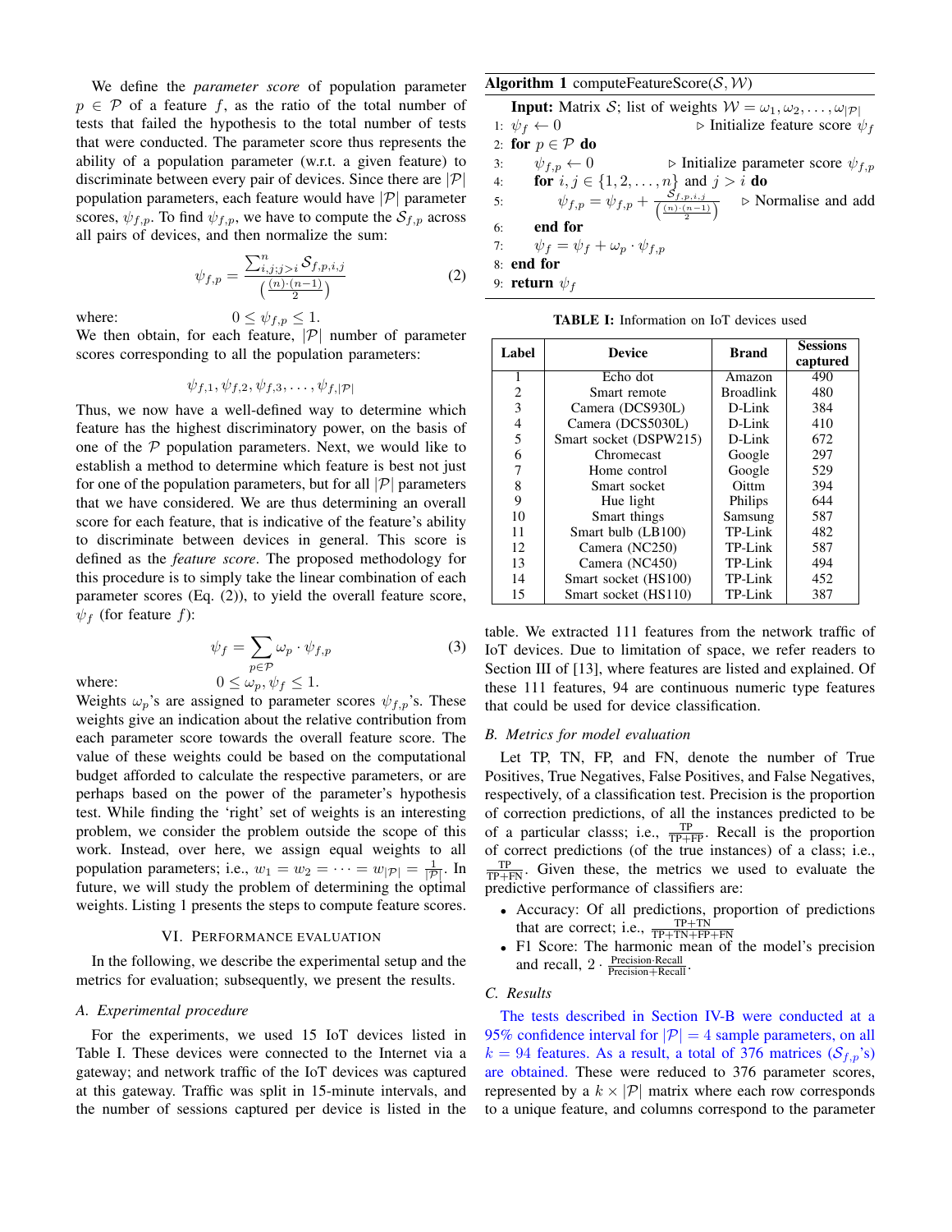We define the *parameter score* of population parameter $p \in \mathcal{P}$ of a feature $f$, as the ratio of the total number of tests that failed the hypothesis to the total number of tests that were conducted. The parameter score thus represents the ability of a population parameter (w.r.t. a given feature) to discriminate between every pair of devices. Since there are $|\mathcal{P}|$ population parameters, each feature would have $|\mathcal{P}|$ parameter scores, $\psi_{f,p}$. To find $\psi_{f,p}$, we have to compute the $\mathcal{S}_{f,p}$ across all pairs of devices, and then normalize the sum:

$$\psi_{f,p} = \frac{\sum_{i,j;j>i}^{n} \mathcal{S}_{f,p,i,j}}{\left(\frac{(n)\cdot(n-1)}{2}\right)} \tag{2}$$

where: $\quad 0 \leq \psi_{f,p} \leq 1$.

We then obtain, for each feature, $|\mathcal{P}|$ number of parameter scores corresponding to all the population parameters:

$$\psi_{f,1}, \psi_{f,2}, \psi_{f,3}, \ldots, \psi_{f,|\mathcal{P}|}$$

Thus, we now have a well-defined way to determine which feature has the highest discriminatory power, on the basis of one of the $\mathcal{P}$ population parameters. Next, we would like to establish a method to determine which feature is best not just for one of the population parameters, but for all $|\mathcal{P}|$ parameters that we have considered. We are thus determining an overall score for each feature, that is indicative of the feature's ability to discriminate between devices in general. This score is defined as the *feature score*. The proposed methodology for this procedure is to simply take the linear combination of each parameter scores (Eq. (2)), to yield the overall feature score, $\psi_f$ (for feature $f$):

$$\psi_f = \sum_{p \in \mathcal{P}} \omega_p \cdot \psi_{f,p} \tag{3}$$

where: $\quad 0 \leq \omega_p, \psi_f \leq 1$.

Weights $\omega_p$'s are assigned to parameter scores $\psi_{f,p}$'s. These weights give an indication about the relative contribution from each parameter score towards the overall feature score. The value of these weights could be based on the computational budget afforded to calculate the respective parameters, or are perhaps based on the power of the parameter's hypothesis test. While finding the 'right' set of weights is an interesting problem, we consider the problem outside the scope of this work. Instead, over here, we assign equal weights to all population parameters; i.e., $w_1 = w_2 = \cdots = w_{|\mathcal{P}|} = \frac{1}{|\mathcal{P}|}$. In future, we will study the problem of determining the optimal weights. Listing 1 presents the steps to compute feature scores.

**Algorithm 1** computeFeatureScore($\mathcal{S}, \mathcal{W}$)

```
Input: Matrix S; list of weights W = ω_1, ω_2, ..., ω_|P|
1: ψ_f ← 0                                   ▷ Initialize feature score ψ_f
2: for p ∈ P do
3:     ψ_{f,p} ← 0                           ▷ Initialize parameter score ψ_{f,p}
4:     for i, j ∈ {1, 2, ..., n} and j > i do
5:         ψ_{f,p} = ψ_{f,p} + S_{f,p,i,j} / ((n)·(n−1)/2)   ▷ Normalise and add
6:     end for
7:     ψ_f = ψ_f + ω_p · ψ_{f,p}
8: end for
9: return ψ_f
```

## VI. Performance Evaluation

In the following, we describe the experimental setup and the metrics for evaluation; subsequently, we present the results.

### A. Experimental procedure

For the experiments, we used 15 IoT devices listed in Table I. These devices were connected to the Internet via a gateway; and network traffic of the IoT devices was captured at this gateway. Traffic was split in 15-minute intervals, and the number of sessions captured per device is listed in the table. We extracted 111 features from the network traffic of IoT devices. Due to limitation of space, we refer readers to Section III of [13], where features are listed and explained. Of these 111 features, 94 are continuous numeric type features that could be used for device classification.

**TABLE I:** Information on IoT devices used

| Label | Device | Brand | Sessions captured |
|---|---|---|---|
| 1 | Echo dot | Amazon | 490 |
| 2 | Smart remote | Broadlink | 480 |
| 3 | Camera (DCS930L) | D-Link | 384 |
| 4 | Camera (DCS5030L) | D-Link | 410 |
| 5 | Smart socket (DSPW215) | D-Link | 672 |
| 6 | Chromecast | Google | 297 |
| 7 | Home control | Google | 529 |
| 8 | Smart socket | Oittm | 394 |
| 9 | Hue light | Philips | 644 |
| 10 | Smart things | Samsung | 587 |
| 11 | Smart bulb (LB100) | TP-Link | 482 |
| 12 | Camera (NC250) | TP-Link | 587 |
| 13 | Camera (NC450) | TP-Link | 494 |
| 14 | Smart socket (HS100) | TP-Link | 452 |
| 15 | Smart socket (HS110) | TP-Link | 387 |

### B. Metrics for model evaluation

Let TP, TN, FP, and FN, denote the number of True Positives, True Negatives, False Positives, and False Negatives, respectively, of a classification test. Precision is the proportion of correction predictions, of all the instances predicted to be of a particular classs; i.e., $\frac{\text{TP}}{\text{TP+FP}}$. Recall is the proportion of correct predictions (of the true instances) of a class; i.e., $\frac{\text{TP}}{\text{TP+FN}}$. Given these, the metrics we used to evaluate the predictive performance of classifiers are:

- Accuracy: Of all predictions, proportion of predictions that are correct; i.e., $\frac{\text{TP+TN}}{\text{TP+TN+FP+FN}}$
- F1 Score: The harmonic mean of the model's precision and recall, $2 \cdot \frac{\text{Precision}\cdot\text{Recall}}{\text{Precision+Recall}}$.

### C. Results

The tests described in Section IV-B were conducted at a 95% confidence interval for $|\mathcal{P}| = 4$ sample parameters, on all $k = 94$ features. As a result, a total of 376 matrices ($\mathcal{S}_{f,p}$'s) are obtained. These were reduced to 376 parameter scores, represented by a $k \times |\mathcal{P}|$ matrix where each row corresponds to a unique feature, and columns correspond to the parameter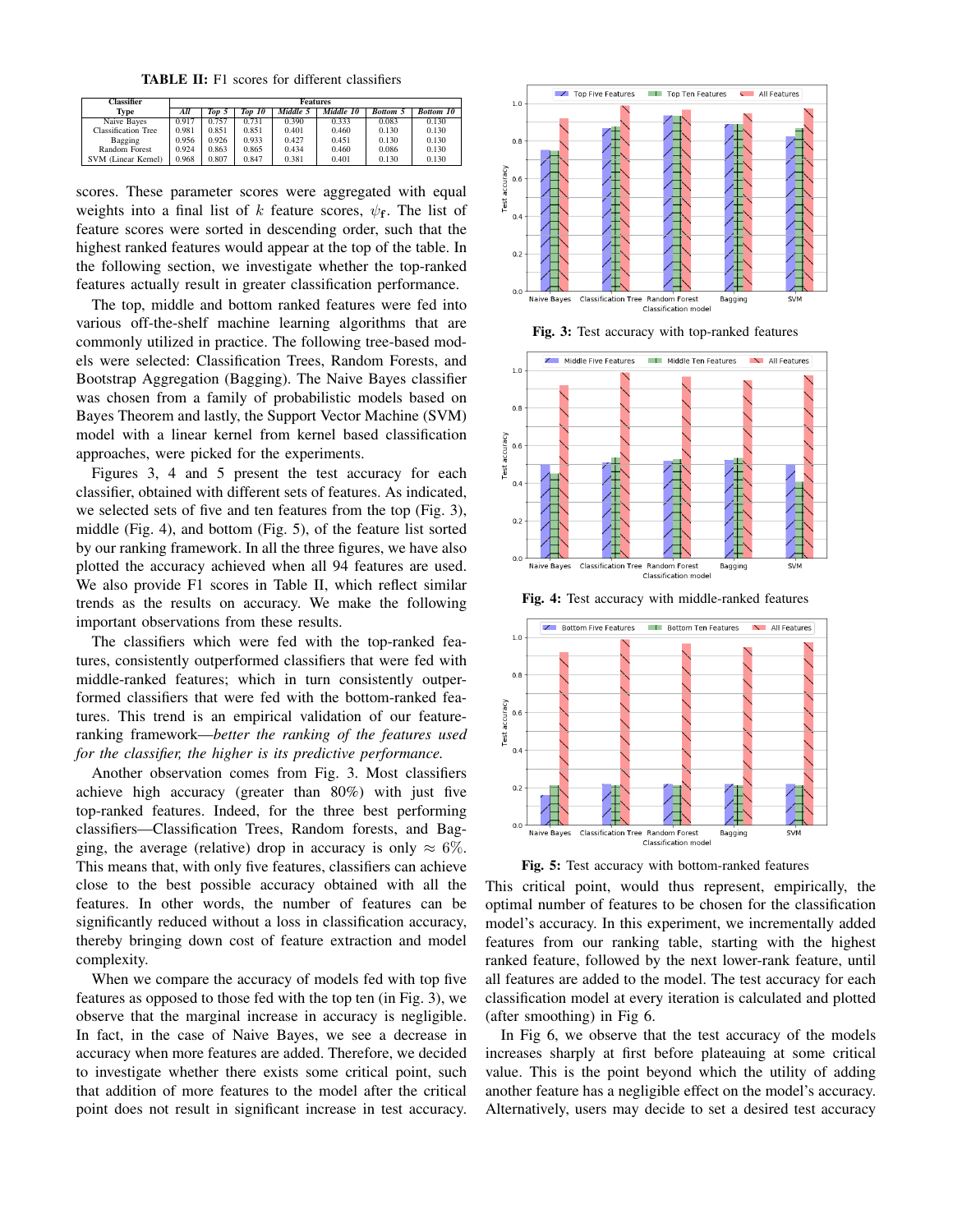**TABLE II:** F1 scores for different classifiers

| Classifier Type | Features | | | | | | |
|---|---|---|---|---|---|---|---|
| | *All* | *Top 5* | *Top 10* | *Middle 5* | *Middle 10* | *Bottom 5* | *Bottom 10* |
| Naive Bayes | 0.917 | 0.757 | 0.731 | 0.390 | 0.333 | 0.083 | 0.130 |
| Classification Tree | 0.981 | 0.851 | 0.851 | 0.401 | 0.460 | 0.130 | 0.130 |
| Bagging | 0.956 | 0.926 | 0.933 | 0.427 | 0.451 | 0.130 | 0.130 |
| Random Forest | 0.924 | 0.863 | 0.865 | 0.434 | 0.460 | 0.086 | 0.130 |
| SVM (Linear Kernel) | 0.968 | 0.807 | 0.847 | 0.381 | 0.401 | 0.130 | 0.130 |

scores. These parameter scores were aggregated with equal weights into a final list of $k$ feature scores, $\psi_{\mathfrak{f}}$. The list of feature scores were sorted in descending order, such that the highest ranked features would appear at the top of the table. In the following section, we investigate whether the top-ranked features actually result in greater classification performance.

The top, middle and bottom ranked features were fed into various off-the-shelf machine learning algorithms that are commonly utilized in practice. The following tree-based models were selected: Classification Trees, Random Forests, and Bootstrap Aggregation (Bagging). The Naive Bayes classifier was chosen from a family of probabilistic models based on Bayes Theorem and lastly, the Support Vector Machine (SVM) model with a linear kernel from kernel based classification approaches, were picked for the experiments.

Figures 3, 4 and 5 present the test accuracy for each classifier, obtained with different sets of features. As indicated, we selected sets of five and ten features from the top (Fig. 3), middle (Fig. 4), and bottom (Fig. 5), of the feature list sorted by our ranking framework. In all the three figures, we have also plotted the accuracy achieved when all 94 features are used. We also provide F1 scores in Table II, which reflect similar trends as the results on accuracy. We make the following important observations from these results.

The classifiers which were fed with the top-ranked features, consistently outperformed classifiers that were fed with middle-ranked features; which in turn consistently outperformed classifiers that were fed with the bottom-ranked features. This trend is an empirical validation of our feature-ranking framework—*better the ranking of the features used for the classifier, the higher is its predictive performance.*

Another observation comes from Fig. 3. Most classifiers achieve high accuracy (greater than 80%) with just five top-ranked features. Indeed, for the three best performing classifiers—Classification Trees, Random forests, and Bagging, the average (relative) drop in accuracy is only $\approx 6\%$. This means that, with only five features, classifiers can achieve close to the best possible accuracy obtained with all the features. In other words, the number of features can be significantly reduced without a loss in classification accuracy, thereby bringing down cost of feature extraction and model complexity.

When we compare the accuracy of models fed with top five features as opposed to those fed with the top ten (in Fig. 3), we observe that the marginal increase in accuracy is negligible. In fact, in the case of Naive Bayes, we see a decrease in accuracy when more features are added. Therefore, we decided to investigate whether there exists some critical point, such that addition of more features to the model after the critical point does not result in significant increase in test accuracy.

**Fig. 3:** Test accuracy with top-ranked features

**Fig. 4:** Test accuracy with middle-ranked features

**Fig. 5:** Test accuracy with bottom-ranked features

This critical point, would thus represent, empirically, the optimal number of features to be chosen for the classification model's accuracy. In this experiment, we incrementally added features from our ranking table, starting with the highest ranked feature, followed by the next lower-rank feature, until all features are added to the model. The test accuracy for each classification model at every iteration is calculated and plotted (after smoothing) in Fig 6.

In Fig 6, we observe that the test accuracy of the models increases sharply at first before plateauing at some critical value. This is the point beyond which the utility of adding another feature has a negligible effect on the model's accuracy. Alternatively, users may decide to set a desired test accuracy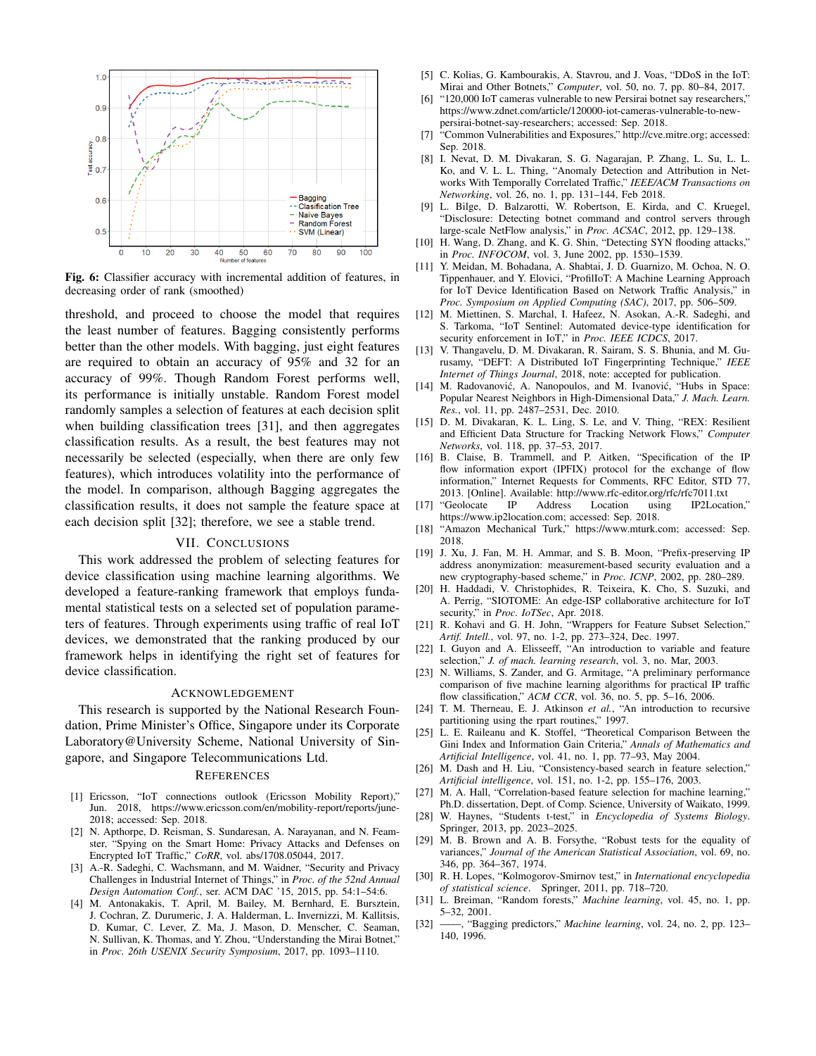1.0
0.9
0.8
0.7
0.6
0.5

Test accuracy

0 10 20 30 40 50 60 70 80 90 100

Number of features

Bagging
Classification Tree
Naive Bayes
Random Forest
SVM (Linear)

**Fig. 6:** Classifier accuracy with incremental addition of features, in decreasing order of rank (smoothed)

threshold, and proceed to choose the model that requires the least number of features. Bagging consistently performs better than the other models. With bagging, just eight features are required to obtain an accuracy of 95% and 32 for an accuracy of 99%. Though Random Forest performs well, its performance is initially unstable. Random Forest model randomly samples a selection of features at each decision split when building classification trees [31], and then aggregates classification results. As a result, the best features may not necessarily be selected (especially, when there are only few features), which introduces volatility into the performance of the model. In comparison, although Bagging aggregates the classification results, it does not sample the feature space at each decision split [32]; therefore, we see a stable trend.

## VII. Conclusions

This work addressed the problem of selecting features for device classification using machine learning algorithms. We developed a feature-ranking framework that employs fundamental statistical tests on a selected set of population parameters of features. Through experiments using traffic of real IoT devices, we demonstrated that the ranking produced by our framework helps in identifying the right set of features for device classification.

## Acknowledgement

This research is supported by the National Research Foundation, Prime Minister's Office, Singapore under its Corporate Laboratory@University Scheme, National University of Singapore, and Singapore Telecommunications Ltd.

## References

[1] Ericsson, "IoT connections outlook (Ericsson Mobility Report)," Jun. 2018, https://www.ericsson.com/en/mobility-report/reports/june-2018; accessed: Sep. 2018.

[2] N. Apthorpe, D. Reisman, S. Sundaresan, A. Narayanan, and N. Feamster, "Spying on the Smart Home: Privacy Attacks and Defenses on Encrypted IoT Traffic," *CoRR*, vol. abs/1708.05044, 2017.

[3] A.-R. Sadeghi, C. Wachsmann, and M. Waidner, "Security and Privacy Challenges in Industrial Internet of Things," in *Proc. of the 52nd Annual Design Automation Conf.*, ser. ACM DAC '15, 2015, pp. 54:1–54:6.

[4] M. Antonakakis, T. April, M. Bailey, M. Bernhard, E. Bursztein, J. Cochran, Z. Durumeric, J. A. Halderman, L. Invernizzi, M. Kallitsis, D. Kumar, C. Lever, Z. Ma, J. Mason, D. Menscher, C. Seaman, N. Sullivan, K. Thomas, and Y. Zhou, "Understanding the Mirai Botnet," in *Proc. 26th USENIX Security Symposium*, 2017, pp. 1093–1110.

[5] C. Kolias, G. Kambourakis, A. Stavrou, and J. Voas, "DDoS in the IoT: Mirai and Other Botnets," *Computer*, vol. 50, no. 7, pp. 80–84, 2017.

[6] "120,000 IoT cameras vulnerable to new Persirai botnet say researchers," https://www.zdnet.com/article/120000-iot-cameras-vulnerable-to-new-persirai-botnet-say-researchers; accessed: Sep. 2018.

[7] "Common Vulnerabilities and Exposures," http://cve.mitre.org; accessed: Sep. 2018.

[8] I. Nevat, D. M. Divakaran, S. G. Nagarajan, P. Zhang, L. Su, L. L. Ko, and V. L. L. Thing, "Anomaly Detection and Attribution in Networks With Temporally Correlated Traffic," *IEEE/ACM Transactions on Networking*, vol. 26, no. 1, pp. 131–144, Feb 2018.

[9] L. Bilge, D. Balzarotti, W. Robertson, E. Kirda, and C. Kruegel, "Disclosure: Detecting botnet command and control servers through large-scale NetFlow analysis," in *Proc. ACSAC*, 2012, pp. 129–138.

[10] H. Wang, D. Zhang, and K. G. Shin, "Detecting SYN flooding attacks," in *Proc. INFOCOM*, vol. 3, June 2002, pp. 1530–1539.

[11] Y. Meidan, M. Bohadana, A. Shabtai, J. D. Guarnizo, M. Ochoa, N. O. Tippenhauer, and Y. Elovici, "ProfilIoT: A Machine Learning Approach for IoT Device Identification Based on Network Traffic Analysis," in *Proc. Symposium on Applied Computing (SAC)*, 2017, pp. 506–509.

[12] M. Miettinen, S. Marchal, I. Hafeez, N. Asokan, A.-R. Sadeghi, and S. Tarkoma, "IoT Sentinel: Automated device-type identification for security enforcement in IoT," in *Proc. IEEE ICDCS*, 2017.

[13] V. Thangavelu, D. M. Divakaran, R. Sairam, S. S. Bhunia, and M. Gurusamy, "DEFT: A Distributed IoT Fingerprinting Technique," *IEEE Internet of Things Journal*, 2018, note: accepted for publication.

[14] M. Radovanović, A. Nanopoulos, and M. Ivanović, "Hubs in Space: Popular Nearest Neighbors in High-Dimensional Data," *J. Mach. Learn. Res.*, vol. 11, pp. 2487–2531, Dec. 2010.

[15] D. M. Divakaran, K. L. Ling, S. Le, and V. Thing, "REX: Resilient and Efficient Data Structure for Tracking Network Flows," *Computer Networks*, vol. 118, pp. 37–53, 2017.

[16] B. Claise, B. Trammell, and P. Aitken, "Specification of the IP flow information export (IPFIX) protocol for the exchange of flow information," Internet Requests for Comments, RFC Editor, STD 77, 2013. [Online]. Available: http://www.rfc-editor.org/rfc/rfc7011.txt

[17] "Geolocate IP Address Location using IP2Location," https://www.ip2location.com; accessed: Sep. 2018.

[18] "Amazon Mechanical Turk," https://www.mturk.com; accessed: Sep. 2018.

[19] J. Xu, J. Fan, M. H. Ammar, and S. B. Moon, "Prefix-preserving IP address anonymization: measurement-based security evaluation and a new cryptography-based scheme," in *Proc. ICNP*, 2002, pp. 280–289.

[20] H. Haddadi, V. Christophides, R. Teixeira, K. Cho, S. Suzuki, and A. Perrig, "SIOTOME: An edge-ISP collaborative architecture for IoT security," in *Proc. IoTSec*, Apr. 2018.

[21] R. Kohavi and G. H. John, "Wrappers for Feature Subset Selection," *Artif. Intell.*, vol. 97, no. 1-2, pp. 273–324, Dec. 1997.

[22] I. Guyon and A. Elisseeff, "An introduction to variable and feature selection," *J. of mach. learning research*, vol. 3, no. Mar, 2003.

[23] N. Williams, S. Zander, and G. Armitage, "A preliminary performance comparison of five machine learning algorithms for practical IP traffic flow classification," *ACM CCR*, vol. 36, no. 5, pp. 5–16, 2006.

[24] T. M. Therneau, E. J. Atkinson *et al.*, "An introduction to recursive partitioning using the rpart routines," 1997.

[25] L. E. Raileanu and K. Stoffel, "Theoretical Comparison Between the Gini Index and Information Gain Criteria," *Annals of Mathematics and Artificial Intelligence*, vol. 41, no. 1, pp. 77–93, May 2004.

[26] M. Dash and H. Liu, "Consistency-based search in feature selection," *Artificial intelligence*, vol. 151, no. 1-2, pp. 155–176, 2003.

[27] M. A. Hall, "Correlation-based feature selection for machine learning," Ph.D. dissertation, Dept. of Comp. Science, University of Waikato, 1999.

[28] W. Haynes, "Students t-test," in *Encyclopedia of Systems Biology*. Springer, 2013, pp. 2023–2025.

[29] M. B. Brown and A. B. Forsythe, "Robust tests for the equality of variances," *Journal of the American Statistical Association*, vol. 69, no. 346, pp. 364–367, 1974.

[30] R. H. Lopes, "Kolmogorov-Smirnov test," in *International encyclopedia of statistical science*. Springer, 2011, pp. 718–720.

[31] L. Breiman, "Random forests," *Machine learning*, vol. 45, no. 1, pp. 5–32, 2001.

[32] ——, "Bagging predictors," *Machine learning*, vol. 24, no. 2, pp. 123–140, 1996.